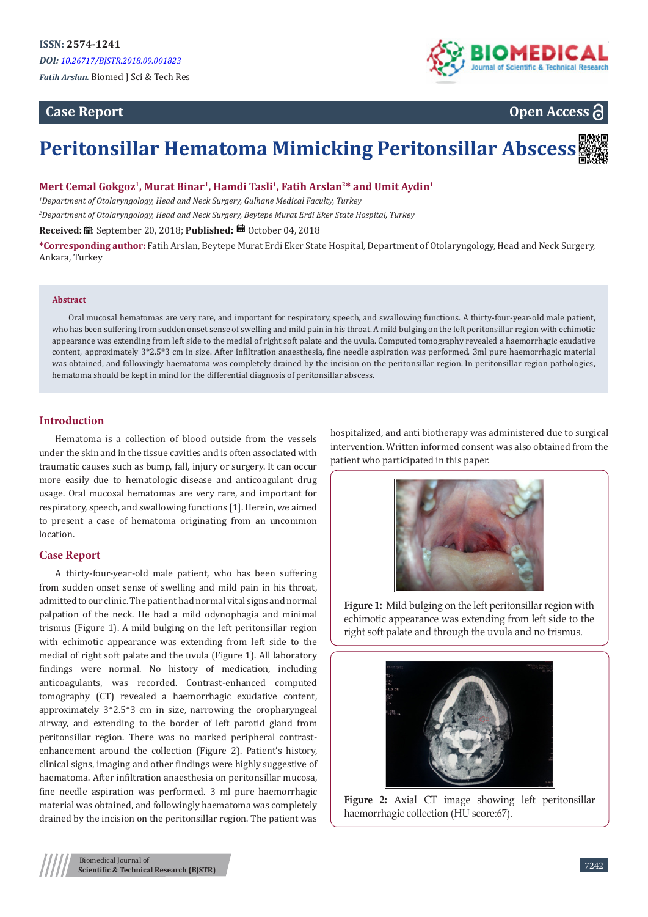ISSN: 2574-1241

*DOI: 10.26717/BJSTR.2018.09.001823*

*Fatih Arslan.* Biomed J Sci & Tech Res

**Case Report** **Open Access**

# Peritonsillar Hematoma Mimicking Peritonsillar Abscess

**Mert Cemal Gokgoz[1], Murat Binar[1], Hamdi Tasli[1], Fatih Arslan[2]* and Umit Aydin[1]**

*[1]Department of Otolaryngology, Head and Neck Surgery, Gulhane Medical Faculty, Turkey*

*[2]Department of Otolaryngology, Head and Neck Surgery, Beytepe Murat Erdi Eker State Hospital, Turkey*

**Received:** September 20, 2018; **Published:** October 04, 2018

***Corresponding author:** Fatih Arslan, Beytepe Murat Erdi Eker State Hospital, Department of Otolaryngology, Head and Neck Surgery, Ankara, Turkey

### Abstract

Oral mucosal hematomas are very rare, and important for respiratory, speech, and swallowing functions. A thirty-four-year-old male patient, who has been suffering from sudden onset sense of swelling and mild pain in his throat. A mild bulging on the left peritonsillar region with echimotic appearance was extending from left side to the medial of right soft palate and the uvula. Computed tomography revealed a haemorrhagic exudative content, approximately 3*2.5*3 cm in size. After infiltration anaesthesia, fine needle aspiration was performed. 3ml pure haemorrhagic material was obtained, and followingly haematoma was completely drained by the incision on the peritonsillar region. In peritonsillar region pathologies, hematoma should be kept in mind for the differential diagnosis of peritonsillar abscess.

## Introduction

Hematoma is a collection of blood outside from the vessels under the skin and in the tissue cavities and is often associated with traumatic causes such as bump, fall, injury or surgery. It can occur more easily due to hematologic disease and anticoagulant drug usage. Oral mucosal hematomas are very rare, and important for respiratory, speech, and swallowing functions [1]. Herein, we aimed to present a case of hematoma originating from an uncommon location.

## Case Report

A thirty-four-year-old male patient, who has been suffering from sudden onset sense of swelling and mild pain in his throat, admitted to our clinic. The patient had normal vital signs and normal palpation of the neck. He had a mild odynophagia and minimal trismus (Figure 1). A mild bulging on the left peritonsillar region with echimotic appearance was extending from left side to the medial of right soft palate and the uvula (Figure 1). All laboratory findings were normal. No history of medication, including anticoagulants, was recorded. Contrast-enhanced computed tomography (CT) revealed a haemorrhagic exudative content, approximately 3*2.5*3 cm in size, narrowing the oropharyngeal airway, and extending to the border of left parotid gland from peritonsillar region. There was no marked peripheral contrast-enhancement around the collection (Figure 2). Patient's history, clinical signs, imaging and other findings were highly suggestive of haematoma. After infiltration anaesthesia on peritonsillar mucosa, fine needle aspiration was performed. 3 ml pure haemorrhagic material was obtained, and followingly haematoma was completely drained by the incision on the peritonsillar region. The patient was hospitalized, and anti biotherapy was administered due to surgical intervention. Written informed consent was also obtained from the patient who participated in this paper.

**Figure 1:** Mild bulging on the left peritonsillar region with echimotic appearance was extending from left side to the right soft palate and through the uvula and no trismus.

**Figure 2:** Axial CT image showing left peritonsillar haemorrhagic collection (HU score:67).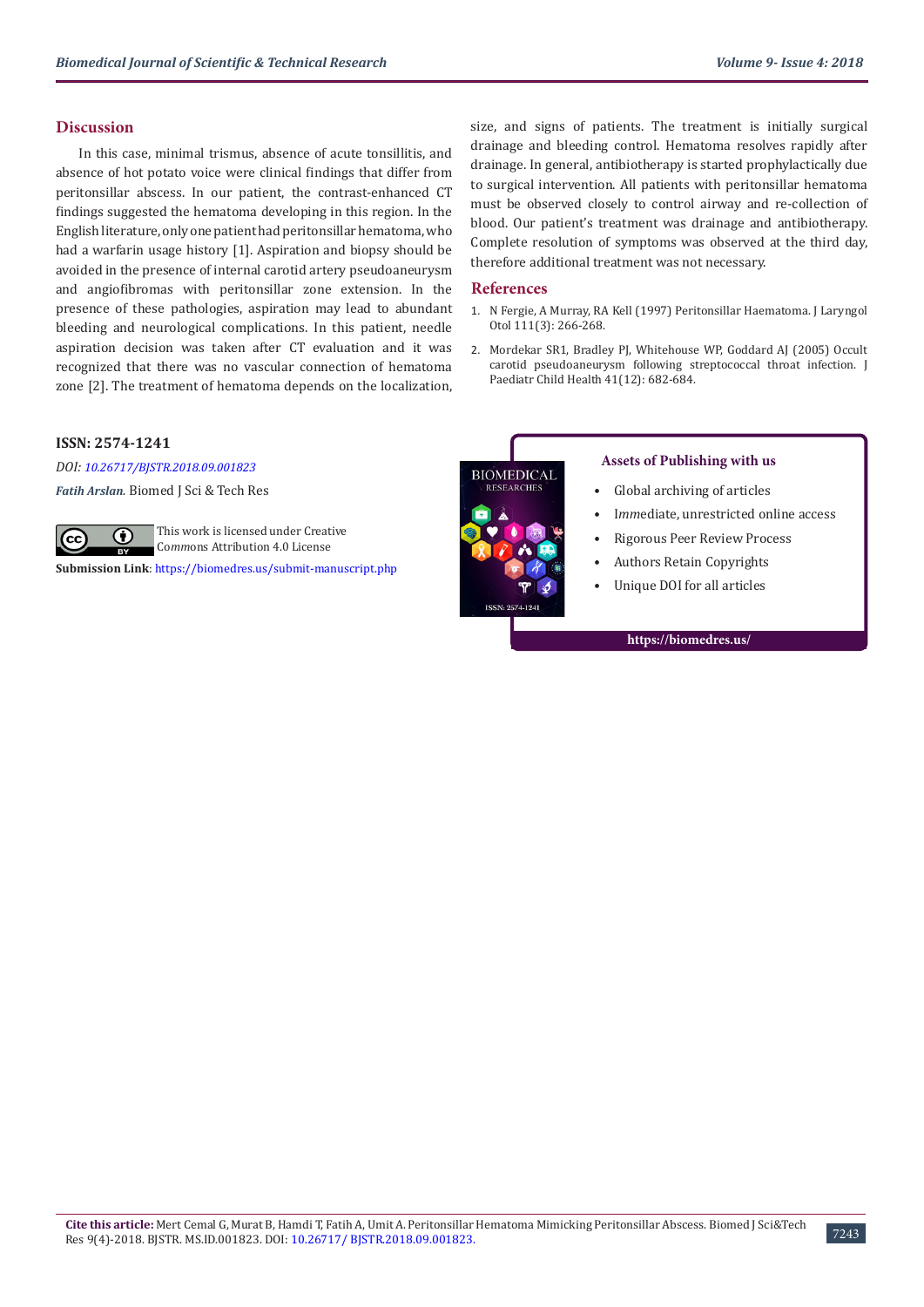## Discussion

In this case, minimal trismus, absence of acute tonsillitis, and absence of hot potato voice were clinical findings that differ from peritonsillar abscess. In our patient, the contrast-enhanced CT findings suggested the hematoma developing in this region. In the English literature, only one patient had peritonsillar hematoma, who had a warfarin usage history [1]. Aspiration and biopsy should be avoided in the presence of internal carotid artery pseudoaneurysm and angiofibromas with peritonsillar zone extension. In the presence of these pathologies, aspiration may lead to abundant bleeding and neurological complications. In this patient, needle aspiration decision was taken after CT evaluation and it was recognized that there was no vascular connection of hematoma zone [2]. The treatment of hematoma depends on the localization, size, and signs of patients. The treatment is initially surgical drainage and bleeding control. Hematoma resolves rapidly after drainage. In general, antibiotherapy is started prophylactically due to surgical intervention. All patients with peritonsillar hematoma must be observed closely to control airway and re-collection of blood. Our patient's treatment was drainage and antibiotherapy. Complete resolution of symptoms was observed at the third day, therefore additional treatment was not necessary.

## References

1. N Fergie, A Murray, RA Kell (1997) Peritonsillar Haematoma. J Laryngol Otol 111(3): 266-268.
2. Mordekar SR1, Bradley PJ, Whitehouse WP, Goddard AJ (2005) Occult carotid pseudoaneurysm following streptococcal throat infection. J Paediatr Child Health 41(12): 682-684.

**ISSN: 2574-1241**

*DOI: 10.26717/BJSTR.2018.09.001823*

***Fatih Arslan.*** Biomed J Sci & Tech Res

This work is licensed under Creative Commons Attribution 4.0 License

**Submission Link**: https://biomedres.us/submit-manuscript.php

**Assets of Publishing with us**

- Global archiving of articles
- Immediate, unrestricted online access
- Rigorous Peer Review Process
- Authors Retain Copyrights
- Unique DOI for all articles

**https://biomedres.us/**

**Cite this article:** Mert Cemal G, Murat B, Hamdi T, Fatih A, Umit A. Peritonsillar Hematoma Mimicking Peritonsillar Abscess. Biomed J Sci&Tech Res 9(4)-2018. BJSTR. MS.ID.001823. DOI: 10.26717/ BJSTR.2018.09.001823.